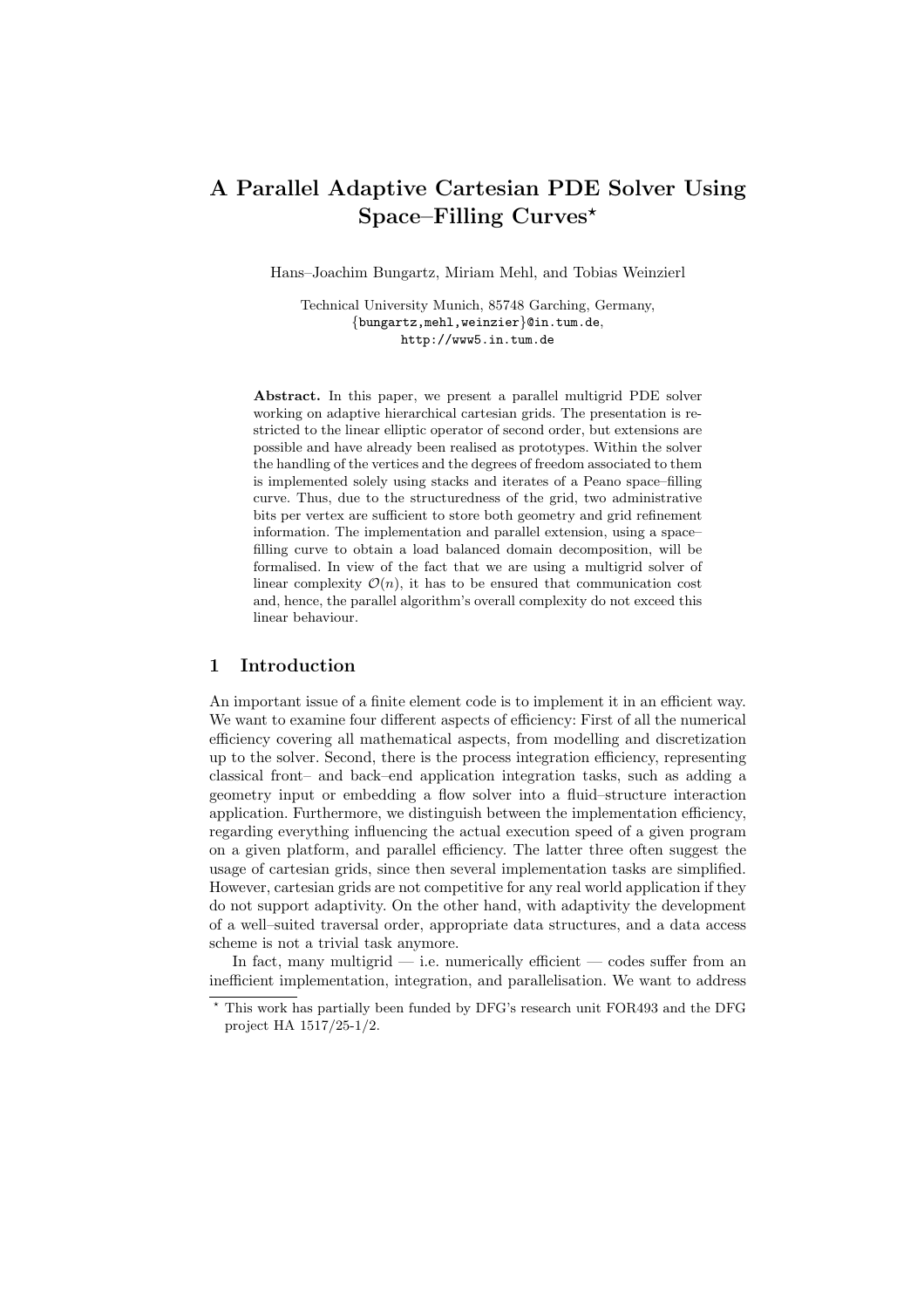# A Parallel Adaptive Cartesian PDE Solver Using Space–Filling Curves*

Hans–Joachim Bungartz, Miriam Mehl, and Tobias Weinzierl

Technical University Munich, 85748 Garching, Germany,
{bungartz,mehl,weinzier}@in.tum.de,
http://www5.in.tum.de

**Abstract.** In this paper, we present a parallel multigrid PDE solver working on adaptive hierarchical cartesian grids. The presentation is restricted to the linear elliptic operator of second order, but extensions are possible and have already been realised as prototypes. Within the solver the handling of the vertices and the degrees of freedom associated to them is implemented solely using stacks and iterates of a Peano space–filling curve. Thus, due to the structuredness of the grid, two administrative bits per vertex are sufficient to store both geometry and grid refinement information. The implementation and parallel extension, using a space–filling curve to obtain a load balanced domain decomposition, will be formalised. In view of the fact that we are using a multigrid solver of linear complexity $\mathcal{O}(n)$, it has to be ensured that communication cost and, hence, the parallel algorithm's overall complexity do not exceed this linear behaviour.

## 1 Introduction

An important issue of a finite element code is to implement it in an efficient way. We want to examine four different aspects of efficiency: First of all the numerical efficiency covering all mathematical aspects, from modelling and discretization up to the solver. Second, there is the process integration efficiency, representing classical front– and back–end application integration tasks, such as adding a geometry input or embedding a flow solver into a fluid–structure interaction application. Furthermore, we distinguish between the implementation efficiency, regarding everything influencing the actual execution speed of a given program on a given platform, and parallel efficiency. The latter three often suggest the usage of cartesian grids, since then several implementation tasks are simplified. However, cartesian grids are not competitive for any real world application if they do not support adaptivity. On the other hand, with adaptivity the development of a well–suited traversal order, appropriate data structures, and a data access scheme is not a trivial task anymore.

In fact, many multigrid — i.e. numerically efficient — codes suffer from an inefficient implementation, integration, and parallelisation. We want to address

---

* This work has partially been funded by DFG's research unit FOR493 and the DFG project HA 1517/25-1/2.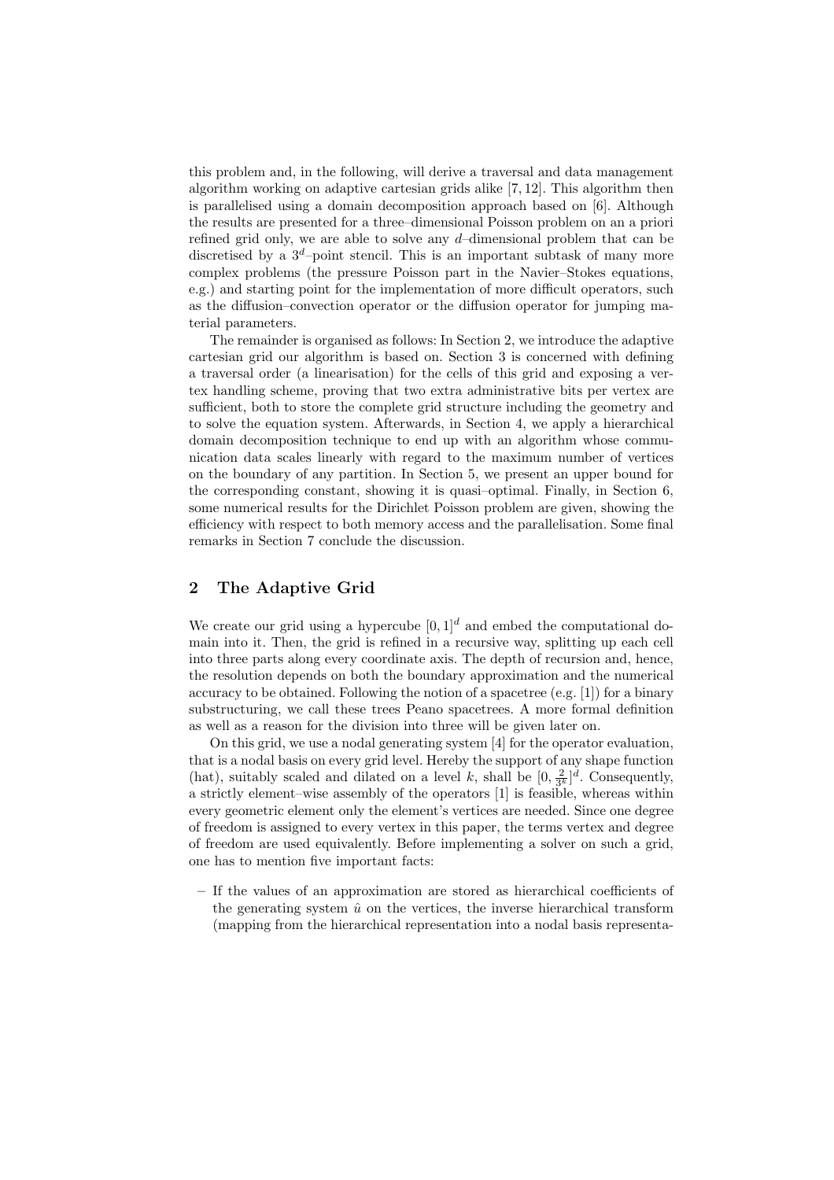this problem and, in the following, will derive a traversal and data management algorithm working on adaptive cartesian grids alike [7, 12]. This algorithm then is parallelised using a domain decomposition approach based on [6]. Although the results are presented for a three–dimensional Poisson problem on an a priori refined grid only, we are able to solve any $d$–dimensional problem that can be discretised by a $3^d$–point stencil. This is an important subtask of many more complex problems (the pressure Poisson part in the Navier–Stokes equations, e.g.) and starting point for the implementation of more difficult operators, such as the diffusion–convection operator or the diffusion operator for jumping material parameters.

The remainder is organised as follows: In Section 2, we introduce the adaptive cartesian grid our algorithm is based on. Section 3 is concerned with defining a traversal order (a linearisation) for the cells of this grid and exposing a vertex handling scheme, proving that two extra administrative bits per vertex are sufficient, both to store the complete grid structure including the geometry and to solve the equation system. Afterwards, in Section 4, we apply a hierarchical domain decomposition technique to end up with an algorithm whose communication data scales linearly with regard to the maximum number of vertices on the boundary of any partition. In Section 5, we present an upper bound for the corresponding constant, showing it is quasi–optimal. Finally, in Section 6, some numerical results for the Dirichlet Poisson problem are given, showing the efficiency with respect to both memory access and the parallelisation. Some final remarks in Section 7 conclude the discussion.

## 2 The Adaptive Grid

We create our grid using a hypercube $[0, 1]^d$ and embed the computational domain into it. Then, the grid is refined in a recursive way, splitting up each cell into three parts along every coordinate axis. The depth of recursion and, hence, the resolution depends on both the boundary approximation and the numerical accuracy to be obtained. Following the notion of a spacetree (e.g. [1]) for a binary substructuring, we call these trees Peano spacetrees. A more formal definition as well as a reason for the division into three will be given later on.

On this grid, we use a nodal generating system [4] for the operator evaluation, that is a nodal basis on every grid level. Hereby the support of any shape function (hat), suitably scaled and dilated on a level $k$, shall be $[0, \frac{2}{3^k}]^d$. Consequently, a strictly element–wise assembly of the operators [1] is feasible, whereas within every geometric element only the element's vertices are needed. Since one degree of freedom is assigned to every vertex in this paper, the terms vertex and degree of freedom are used equivalently. Before implementing a solver on such a grid, one has to mention five important facts:

– If the values of an approximation are stored as hierarchical coefficients of the generating system $\hat{u}$ on the vertices, the inverse hierarchical transform (mapping from the hierarchical representation into a nodal basis representa-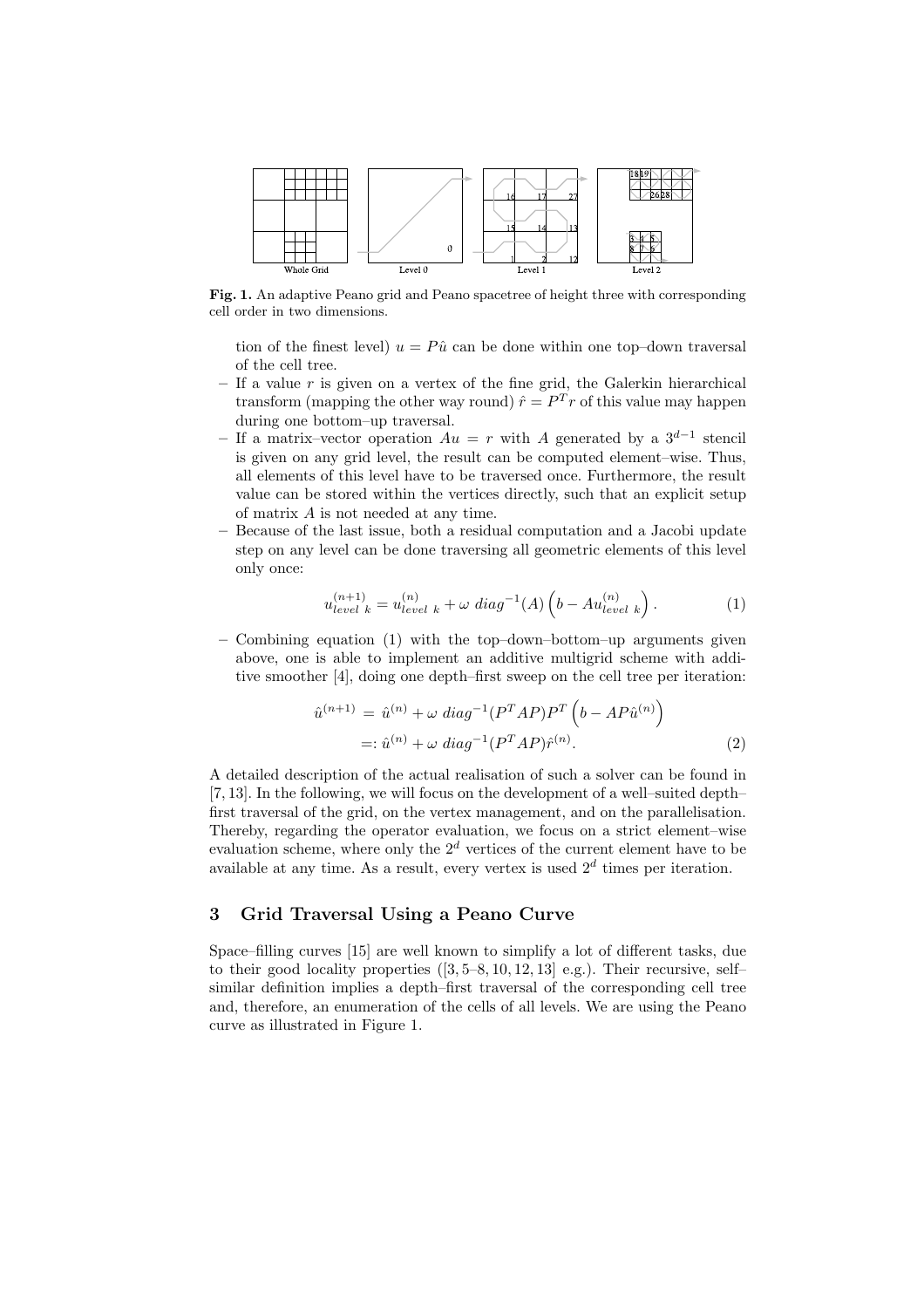Fig. 1. An adaptive Peano grid and Peano spacetree of height three with corresponding cell order in two dimensions.

tion of the finest level) $u = P\hat{u}$ can be done within one top–down traversal of the cell tree.

- If a value $r$ is given on a vertex of the fine grid, the Galerkin hierarchical transform (mapping the other way round) $\hat{r} = P^T r$ of this value may happen during one bottom–up traversal.
- If a matrix–vector operation $Au = r$ with $A$ generated by a $3^{d-1}$ stencil is given on any grid level, the result can be computed element–wise. Thus, all elements of this level have to be traversed once. Furthermore, the result value can be stored within the vertices directly, such that an explicit setup of matrix $A$ is not needed at any time.
- Because of the last issue, both a residual computation and a Jacobi update step on any level can be done traversing all geometric elements of this level only once:

$$u^{(n+1)}_{level\ k} = u^{(n)}_{level\ k} + \omega\ diag^{-1}(A)\left(b - Au^{(n)}_{level\ k}\right). \tag{1}$$

- Combining equation (1) with the top–down–bottom–up arguments given above, one is able to implement an additive multigrid scheme with additive smoother [4], doing one depth–first sweep on the cell tree per iteration:

$$\begin{aligned}\hat{u}^{(n+1)} &= \hat{u}^{(n)} + \omega\ diag^{-1}(P^T AP)P^T\left(b - AP\hat{u}^{(n)}\right)\\ &=: \hat{u}^{(n)} + \omega\ diag^{-1}(P^T AP)\hat{r}^{(n)}.\end{aligned} \tag{2}$$

A detailed description of the actual realisation of such a solver can be found in [7, 13]. In the following, we will focus on the development of a well–suited depth–first traversal of the grid, on the vertex management, and on the parallelisation. Thereby, regarding the operator evaluation, we focus on a strict element–wise evaluation scheme, where only the $2^d$ vertices of the current element have to be available at any time. As a result, every vertex is used $2^d$ times per iteration.

## 3 Grid Traversal Using a Peano Curve

Space–filling curves [15] are well known to simplify a lot of different tasks, due to their good locality properties ([3, 5–8, 10, 12, 13] e.g.). Their recursive, self–similar definition implies a depth–first traversal of the corresponding cell tree and, therefore, an enumeration of the cells of all levels. We are using the Peano curve as illustrated in Figure 1.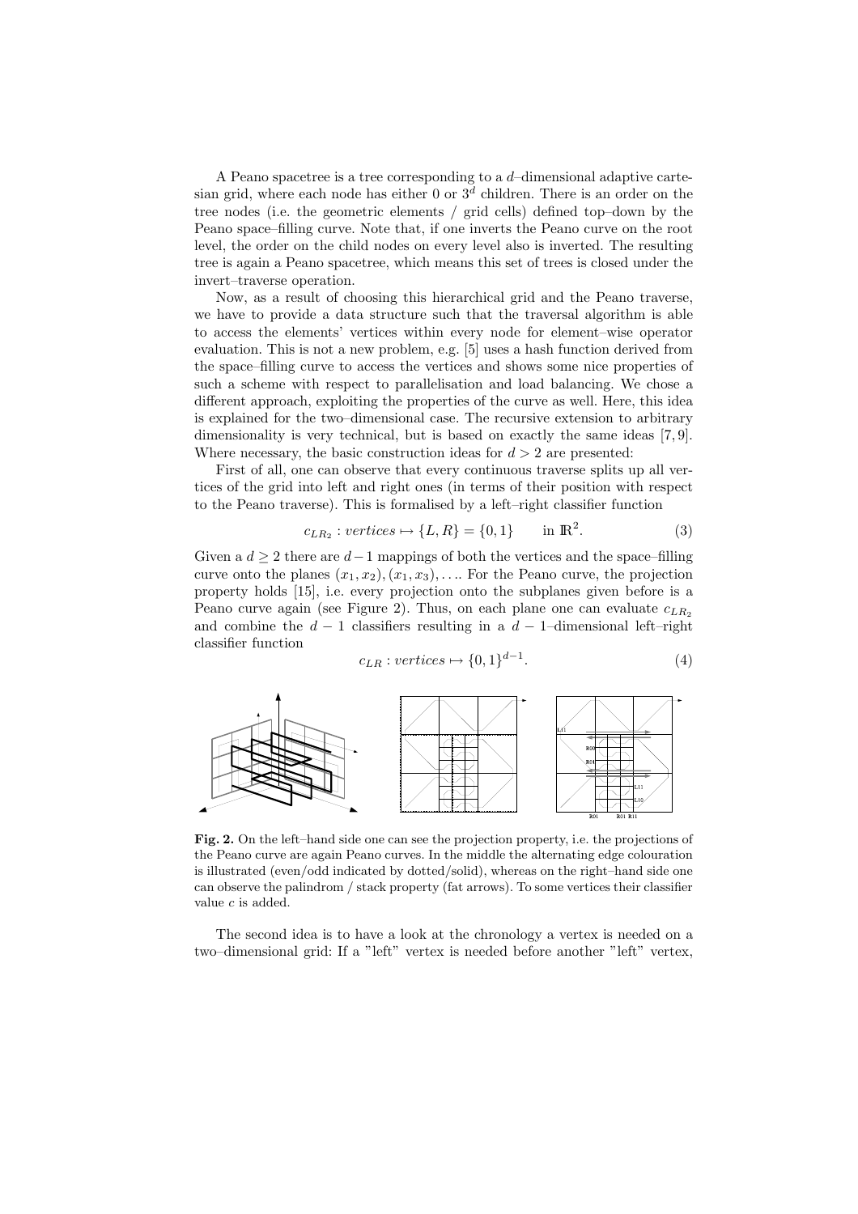A Peano spacetree is a tree corresponding to a $d$–dimensional adaptive cartesian grid, where each node has either 0 or $3^d$ children. There is an order on the tree nodes (i.e. the geometric elements / grid cells) defined top–down by the Peano space–filling curve. Note that, if one inverts the Peano curve on the root level, the order on the child nodes on every level also is inverted. The resulting tree is again a Peano spacetree, which means this set of trees is closed under the invert–traverse operation.

Now, as a result of choosing this hierarchical grid and the Peano traverse, we have to provide a data structure such that the traversal algorithm is able to access the elements' vertices within every node for element–wise operator evaluation. This is not a new problem, e.g. [5] uses a hash function derived from the space–filling curve to access the vertices and shows some nice properties of such a scheme with respect to parallelisation and load balancing. We chose a different approach, exploiting the properties of the curve as well. Here, this idea is explained for the two–dimensional case. The recursive extension to arbitrary dimensionality is very technical, but is based on exactly the same ideas [7, 9]. Where necessary, the basic construction ideas for $d > 2$ are presented:

First of all, one can observe that every continuous traverse splits up all vertices of the grid into left and right ones (in terms of their position with respect to the Peano traverse). This is formalised by a left–right classifier function

$$c_{LR_2} : vertices \mapsto \{L, R\} = \{0, 1\} \qquad \text{in } \mathbb{R}^2. \tag{3}$$

Given a $d \geq 2$ there are $d-1$ mappings of both the vertices and the space–filling curve onto the planes $(x_1, x_2), (x_1, x_3), \ldots$. For the Peano curve, the projection property holds [15], i.e. every projection onto the subplanes given before is a Peano curve again (see Figure 2). Thus, on each plane one can evaluate $c_{LR_2}$ and combine the $d-1$ classifiers resulting in a $d-1$–dimensional left–right classifier function

$$c_{LR} : vertices \mapsto \{0, 1\}^{d-1}. \tag{4}$$

**Fig. 2.** On the left–hand side one can see the projection property, i.e. the projections of the Peano curve are again Peano curves. In the middle the alternating edge colouration is illustrated (even/odd indicated by dotted/solid), whereas on the right–hand side one can observe the palindrom / stack property (fat arrows). To some vertices their classifier value $c$ is added.

The second idea is to have a look at the chronology a vertex is needed on a two–dimensional grid: If a "left" vertex is needed before another "left" vertex,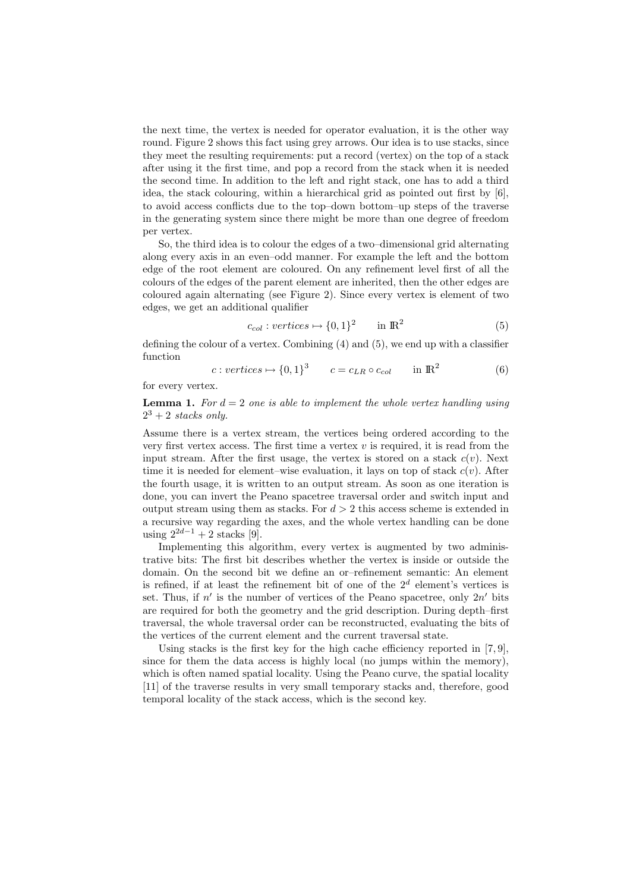the next time, the vertex is needed for operator evaluation, it is the other way round. Figure 2 shows this fact using grey arrows. Our idea is to use stacks, since they meet the resulting requirements: put a record (vertex) on the top of a stack after using it the first time, and pop a record from the stack when it is needed the second time. In addition to the left and right stack, one has to add a third idea, the stack colouring, within a hierarchical grid as pointed out first by [6], to avoid access conflicts due to the top–down bottom–up steps of the traverse in the generating system since there might be more than one degree of freedom per vertex.

So, the third idea is to colour the edges of a two–dimensional grid alternating along every axis in an even–odd manner. For example the left and the bottom edge of the root element are coloured. On any refinement level first of all the colours of the edges of the parent element are inherited, then the other edges are coloured again alternating (see Figure 2). Since every vertex is element of two edges, we get an additional qualifier

$$c_{col} : vertices \mapsto \{0, 1\}^2 \qquad \text{in } \mathbb{R}^2 \tag{5}$$

defining the colour of a vertex. Combining (4) and (5), we end up with a classifier function

$$c : vertices \mapsto \{0, 1\}^3 \qquad c = c_{LR} \circ c_{col} \qquad \text{in } \mathbb{R}^2 \tag{6}$$

for every vertex.

**Lemma 1.** *For $d = 2$ one is able to implement the whole vertex handling using $2^3 + 2$ stacks only.*

Assume there is a vertex stream, the vertices being ordered according to the very first vertex access. The first time a vertex $v$ is required, it is read from the input stream. After the first usage, the vertex is stored on a stack $c(v)$. Next time it is needed for element–wise evaluation, it lays on top of stack $c(v)$. After the fourth usage, it is written to an output stream. As soon as one iteration is done, you can invert the Peano spacetree traversal order and switch input and output stream using them as stacks. For $d > 2$ this access scheme is extended in a recursive way regarding the axes, and the whole vertex handling can be done using $2^{2d-1} + 2$ stacks [9].

Implementing this algorithm, every vertex is augmented by two administrative bits: The first bit describes whether the vertex is inside or outside the domain. On the second bit we define an or–refinement semantic: An element is refined, if at least the refinement bit of one of the $2^d$ element's vertices is set. Thus, if $n'$ is the number of vertices of the Peano spacetree, only $2n'$ bits are required for both the geometry and the grid description. During depth–first traversal, the whole traversal order can be reconstructed, evaluating the bits of the vertices of the current element and the current traversal state.

Using stacks is the first key for the high cache efficiency reported in [7, 9], since for them the data access is highly local (no jumps within the memory), which is often named spatial locality. Using the Peano curve, the spatial locality [11] of the traverse results in very small temporary stacks and, therefore, good temporal locality of the stack access, which is the second key.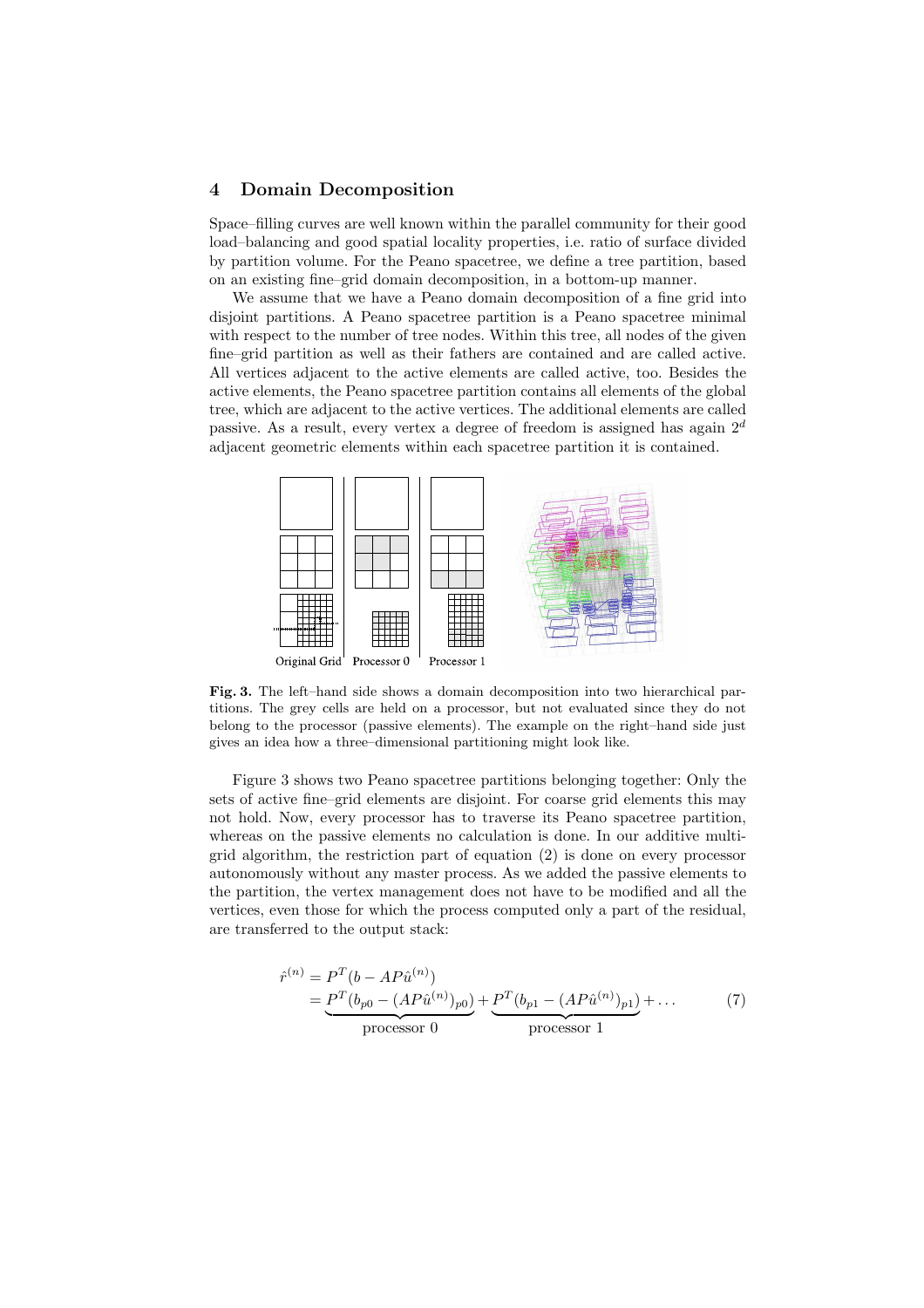## 4 Domain Decomposition

Space–filling curves are well known within the parallel community for their good load–balancing and good spatial locality properties, i.e. ratio of surface divided by partition volume. For the Peano spacetree, we define a tree partition, based on an existing fine–grid domain decomposition, in a bottom-up manner.

We assume that we have a Peano domain decomposition of a fine grid into disjoint partitions. A Peano spacetree partition is a Peano spacetree minimal with respect to the number of tree nodes. Within this tree, all nodes of the given fine–grid partition as well as their fathers are contained and are called active. All vertices adjacent to the active elements are called active, too. Besides the active elements, the Peano spacetree partition contains all elements of the global tree, which are adjacent to the active vertices. The additional elements are called passive. As a result, every vertex a degree of freedom is assigned has again $2^d$ adjacent geometric elements within each spacetree partition it is contained.

Original Grid | Processor 0 | Processor 1

**Fig. 3.** The left–hand side shows a domain decomposition into two hierarchical partitions. The grey cells are held on a processor, but not evaluated since they do not belong to the processor (passive elements). The example on the right–hand side just gives an idea how a three–dimensional partitioning might look like.

Figure 3 shows two Peano spacetree partitions belonging together: Only the sets of active fine–grid elements are disjoint. For coarse grid elements this may not hold. Now, every processor has to traverse its Peano spacetree partition, whereas on the passive elements no calculation is done. In our additive multigrid algorithm, the restriction part of equation (2) is done on every processor autonomously without any master process. As we added the passive elements to the partition, the vertex management does not have to be modified and all the vertices, even those for which the process computed only a part of the residual, are transferred to the output stack:

$$
\begin{aligned}
\hat{r}^{(n)} &= P^T(b - AP\hat{u}^{(n)}) \\
&= \underbrace{P^T(b_{p0} - (AP\hat{u}^{(n)})_{p0})}_{\text{processor } 0} + \underbrace{P^T(b_{p1} - (AP\hat{u}^{(n)})_{p1})}_{\text{processor } 1} + \ldots
\end{aligned}
\tag{7}
$$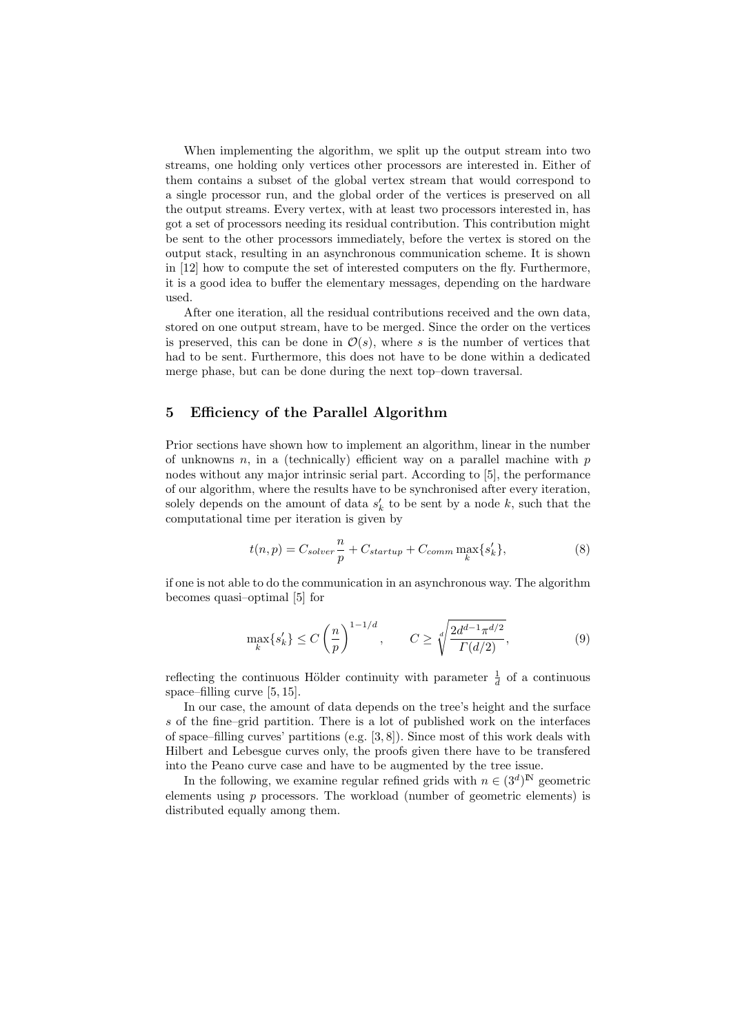When implementing the algorithm, we split up the output stream into two streams, one holding only vertices other processors are interested in. Either of them contains a subset of the global vertex stream that would correspond to a single processor run, and the global order of the vertices is preserved on all the output streams. Every vertex, with at least two processors interested in, has got a set of processors needing its residual contribution. This contribution might be sent to the other processors immediately, before the vertex is stored on the output stack, resulting in an asynchronous communication scheme. It is shown in [12] how to compute the set of interested computers on the fly. Furthermore, it is a good idea to buffer the elementary messages, depending on the hardware used.

After one iteration, all the residual contributions received and the own data, stored on one output stream, have to be merged. Since the order on the vertices is preserved, this can be done in $\mathcal{O}(s)$, where $s$ is the number of vertices that had to be sent. Furthermore, this does not have to be done within a dedicated merge phase, but can be done during the next top–down traversal.

## 5 Efficiency of the Parallel Algorithm

Prior sections have shown how to implement an algorithm, linear in the number of unknowns $n$, in a (technically) efficient way on a parallel machine with $p$ nodes without any major intrinsic serial part. According to [5], the performance of our algorithm, where the results have to be synchronised after every iteration, solely depends on the amount of data $s'_k$ to be sent by a node $k$, such that the computational time per iteration is given by

$$t(n,p) = C_{solver}\frac{n}{p} + C_{startup} + C_{comm}\max_k\{s'_k\}, \tag{8}$$

if one is not able to do the communication in an asynchronous way. The algorithm becomes quasi–optimal [5] for

$$\max_k\{s'_k\} \leq C\left(\frac{n}{p}\right)^{1-1/d}, \qquad C \geq \sqrt[d]{\frac{2d^{d-1}\pi^{d/2}}{\Gamma(d/2)}}, \tag{9}$$

reflecting the continuous Hölder continuity with parameter $\frac{1}{d}$ of a continuous space–filling curve [5, 15].

In our case, the amount of data depends on the tree's height and the surface $s$ of the fine–grid partition. There is a lot of published work on the interfaces of space–filling curves' partitions (e.g. [3, 8]). Since most of this work deals with Hilbert and Lebesgue curves only, the proofs given there have to be transfered into the Peano curve case and have to be augmented by the tree issue.

In the following, we examine regular refined grids with $n \in (3^d)^{\mathbb{N}}$ geometric elements using $p$ processors. The workload (number of geometric elements) is distributed equally among them.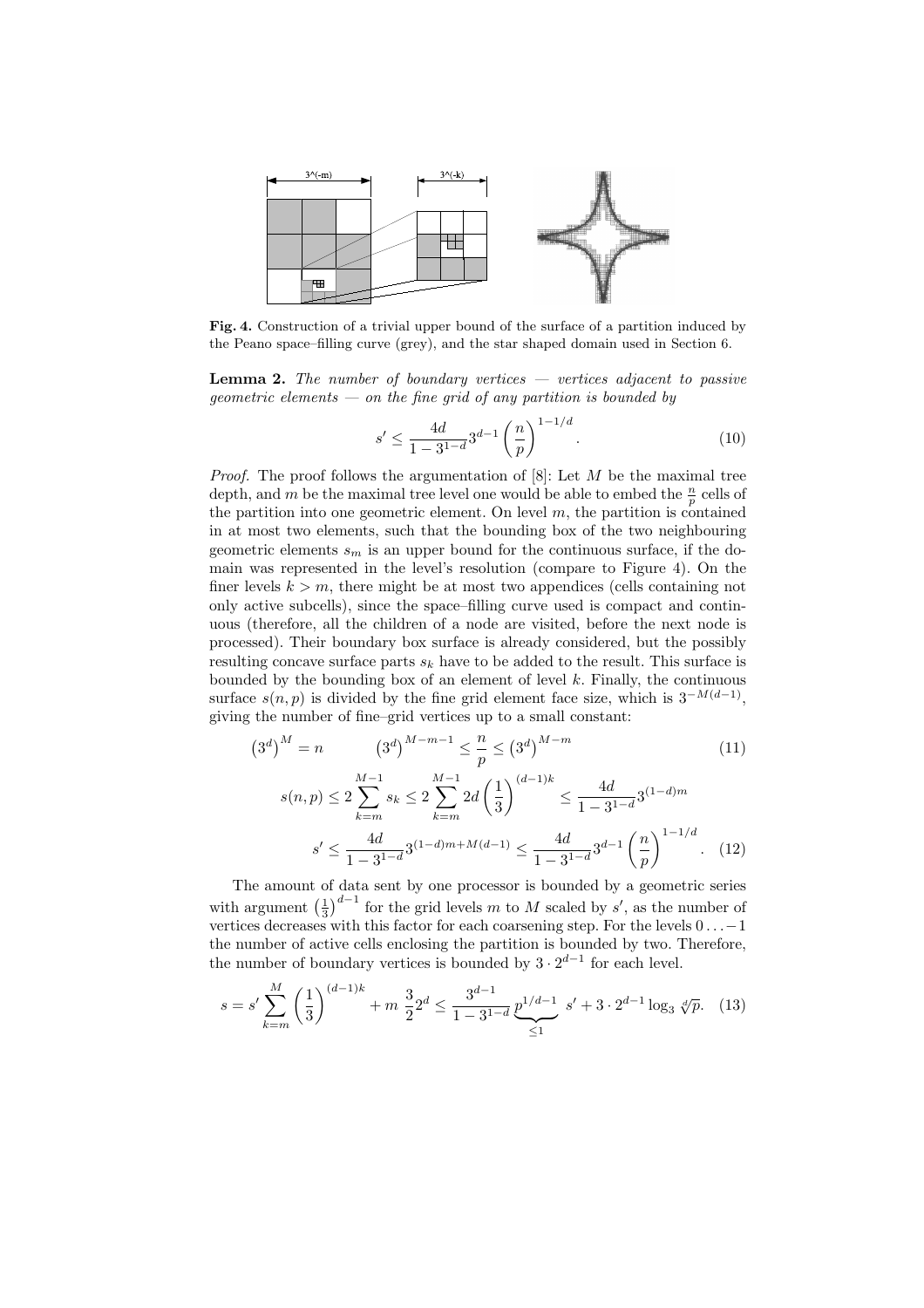**Fig. 4.** Construction of a trivial upper bound of the surface of a partition induced by the Peano space–filling curve (grey), and the star shaped domain used in Section 6.

**Lemma 2.** *The number of boundary vertices — vertices adjacent to passive geometric elements — on the fine grid of any partition is bounded by*

$$s' \leq \frac{4d}{1-3^{1-d}} 3^{d-1} \left(\frac{n}{p}\right)^{1-1/d}. \tag{10}$$

*Proof.* The proof follows the argumentation of [8]: Let $M$ be the maximal tree depth, and $m$ be the maximal tree level one would be able to embed the $\frac{n}{p}$ cells of the partition into one geometric element. On level $m$, the partition is contained in at most two elements, such that the bounding box of the two neighbouring geometric elements $s_m$ is an upper bound for the continuous surface, if the domain was represented in the level's resolution (compare to Figure 4). On the finer levels $k > m$, there might be at most two appendices (cells containing not only active subcells), since the space–filling curve used is compact and continuous (therefore, all the children of a node are visited, before the next node is processed). Their boundary box surface is already considered, but the possibly resulting concave surface parts $s_k$ have to be added to the result. This surface is bounded by the bounding box of an element of level $k$. Finally, the continuous surface $s(n,p)$ is divided by the fine grid element face size, which is $3^{-M(d-1)}$, giving the number of fine–grid vertices up to a small constant:

$$\left(3^d\right)^M = n \qquad \left(3^d\right)^{M-m-1} \leq \frac{n}{p} \leq \left(3^d\right)^{M-m} \tag{11}$$

$$s(n,p) \leq 2\sum_{k=m}^{M-1} s_k \leq 2\sum_{k=m}^{M-1} 2d\left(\frac{1}{3}\right)^{(d-1)k} \leq \frac{4d}{1-3^{1-d}} 3^{(1-d)m}$$

$$s' \leq \frac{4d}{1-3^{1-d}} 3^{(1-d)m+M(d-1)} \leq \frac{4d}{1-3^{1-d}} 3^{d-1}\left(\frac{n}{p}\right)^{1-1/d}. \tag{12}$$

The amount of data sent by one processor is bounded by a geometric series with argument $\left(\frac{1}{3}\right)^{d-1}$ for the grid levels $m$ to $M$ scaled by $s'$, as the number of vertices decreases with this factor for each coarsening step. For the levels $0 \ldots -1$ the number of active cells enclosing the partition is bounded by two. Therefore, the number of boundary vertices is bounded by $3 \cdot 2^{d-1}$ for each level.

$$s = s' \sum_{k=m}^{M} \left(\frac{1}{3}\right)^{(d-1)k} + m\,\frac{3}{2}2^d \leq \frac{3^{d-1}}{1-3^{1-d}} \underbrace{p^{1/d-1}}_{\leq 1}\, s' + 3 \cdot 2^{d-1}\log_3 \sqrt[d]{p}. \tag{13}$$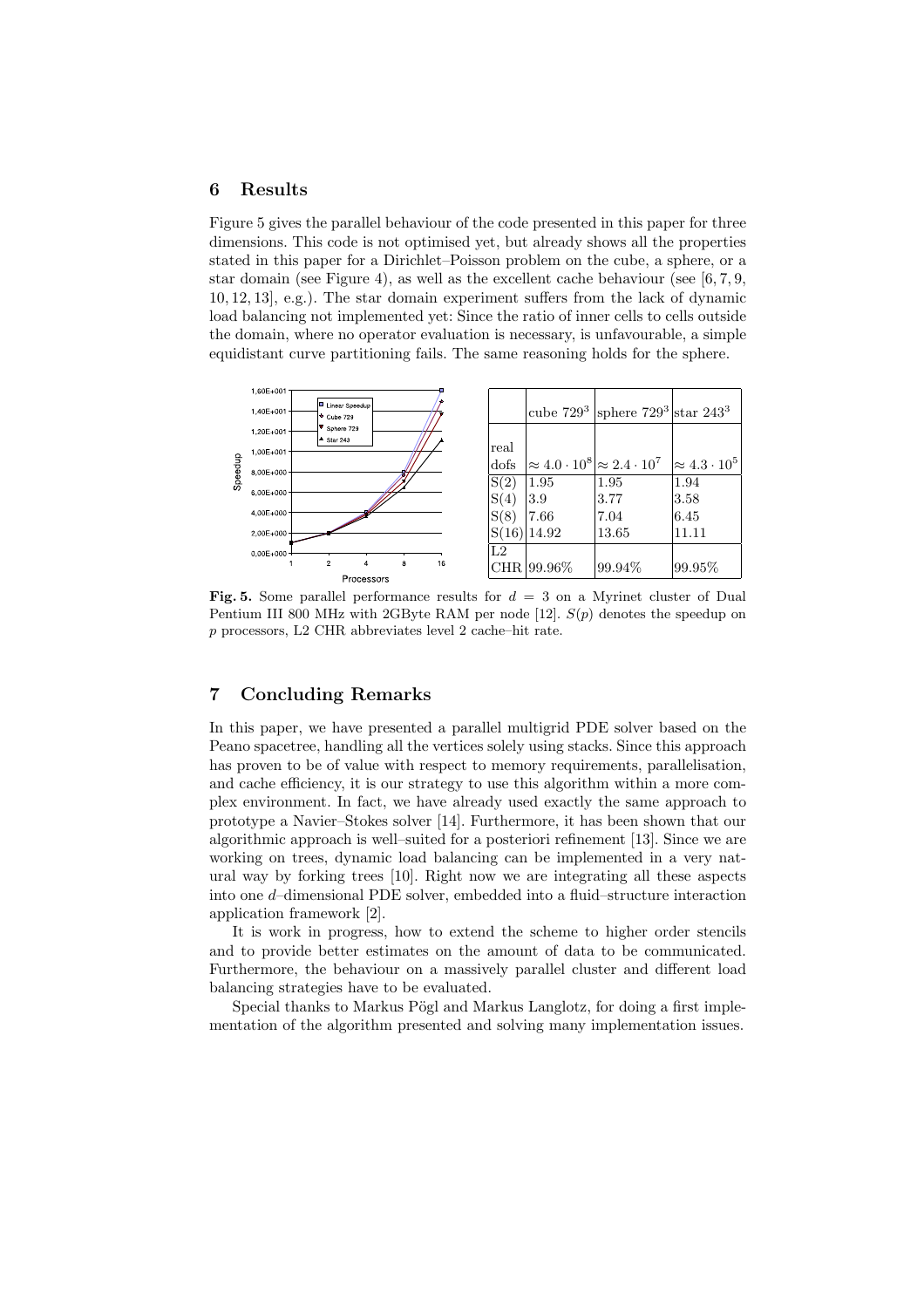## 6 Results

Figure 5 gives the parallel behaviour of the code presented in this paper for three dimensions. This code is not optimised yet, but already shows all the properties stated in this paper for a Dirichlet–Poisson problem on the cube, a sphere, or a star domain (see Figure 4), as well as the excellent cache behaviour (see [6, 7, 9, 10, 12, 13], e.g.). The star domain experiment suffers from the lack of dynamic load balancing not implemented yet: Since the ratio of inner cells to cells outside the domain, where no operator evaluation is necessary, is unfavourable, a simple equidistant curve partitioning fails. The same reasoning holds for the sphere.

| | cube $729^3$ | sphere $729^3$ | star $243^3$ |
|---|---|---|---|
| real dofs | $\approx 4.0 \cdot 10^8$ | $\approx 2.4 \cdot 10^7$ | $\approx 4.3 \cdot 10^5$ |
| S(2) | 1.95 | 1.95 | 1.94 |
| S(4) | 3.9 | 3.77 | 3.58 |
| S(8) | 7.66 | 7.04 | 6.45 |
| S(16) | 14.92 | 13.65 | 11.11 |
| L2 CHR | 99.96% | 99.94% | 99.95% |

**Fig. 5.** Some parallel performance results for $d = 3$ on a Myrinet cluster of Dual Pentium III 800 MHz with 2GByte RAM per node [12]. $S(p)$ denotes the speedup on $p$ processors, L2 CHR abbreviates level 2 cache–hit rate.

## 7 Concluding Remarks

In this paper, we have presented a parallel multigrid PDE solver based on the Peano spacetree, handling all the vertices solely using stacks. Since this approach has proven to be of value with respect to memory requirements, parallelisation, and cache efficiency, it is our strategy to use this algorithm within a more complex environment. In fact, we have already used exactly the same approach to prototype a Navier–Stokes solver [14]. Furthermore, it has been shown that our algorithmic approach is well–suited for a posteriori refinement [13]. Since we are working on trees, dynamic load balancing can be implemented in a very natural way by forking trees [10]. Right now we are integrating all these aspects into one $d$–dimensional PDE solver, embedded into a fluid–structure interaction application framework [2].

It is work in progress, how to extend the scheme to higher order stencils and to provide better estimates on the amount of data to be communicated. Furthermore, the behaviour on a massively parallel cluster and different load balancing strategies have to be evaluated.

Special thanks to Markus Pögl and Markus Langlotz, for doing a first implementation of the algorithm presented and solving many implementation issues.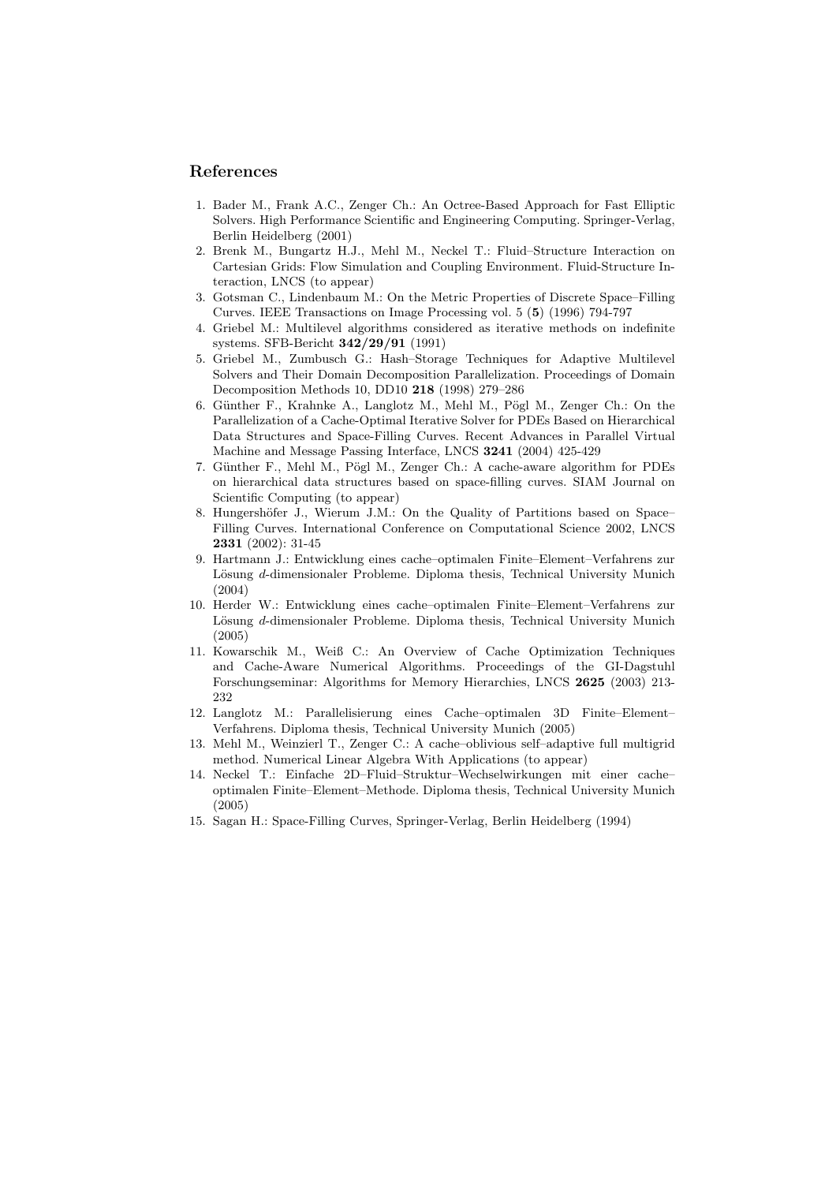## References

1. Bader M., Frank A.C., Zenger Ch.: An Octree-Based Approach for Fast Elliptic Solvers. High Performance Scientific and Engineering Computing. Springer-Verlag, Berlin Heidelberg (2001)
2. Brenk M., Bungartz H.J., Mehl M., Neckel T.: Fluid–Structure Interaction on Cartesian Grids: Flow Simulation and Coupling Environment. Fluid-Structure Interaction, LNCS (to appear)
3. Gotsman C., Lindenbaum M.: On the Metric Properties of Discrete Space–Filling Curves. IEEE Transactions on Image Processing vol. 5 (**5**) (1996) 794-797
4. Griebel M.: Multilevel algorithms considered as iterative methods on indefinite systems. SFB-Bericht **342/29/91** (1991)
5. Griebel M., Zumbusch G.: Hash–Storage Techniques for Adaptive Multilevel Solvers and Their Domain Decomposition Parallelization. Proceedings of Domain Decomposition Methods 10, DD10 **218** (1998) 279–286
6. Günther F., Krahnke A., Langlotz M., Mehl M., Pögl M., Zenger Ch.: On the Parallelization of a Cache-Optimal Iterative Solver for PDEs Based on Hierarchical Data Structures and Space-Filling Curves. Recent Advances in Parallel Virtual Machine and Message Passing Interface, LNCS **3241** (2004) 425-429
7. Günther F., Mehl M., Pögl M., Zenger Ch.: A cache-aware algorithm for PDEs on hierarchical data structures based on space-filling curves. SIAM Journal on Scientific Computing (to appear)
8. Hungershöfer J., Wierum J.M.: On the Quality of Partitions based on Space–Filling Curves. International Conference on Computational Science 2002, LNCS **2331** (2002): 31-45
9. Hartmann J.: Entwicklung eines cache–optimalen Finite–Element–Verfahrens zur Lösung *d*-dimensionaler Probleme. Diploma thesis, Technical University Munich (2004)
10. Herder W.: Entwicklung eines cache–optimalen Finite–Element–Verfahrens zur Lösung *d*-dimensionaler Probleme. Diploma thesis, Technical University Munich (2005)
11. Kowarschik M., Weiß C.: An Overview of Cache Optimization Techniques and Cache-Aware Numerical Algorithms. Proceedings of the GI-Dagstuhl Forschungseminar: Algorithms for Memory Hierarchies, LNCS **2625** (2003) 213-232
12. Langlotz M.: Parallelisierung eines Cache–optimalen 3D Finite–Element–Verfahrens. Diploma thesis, Technical University Munich (2005)
13. Mehl M., Weinzierl T., Zenger C.: A cache–oblivious self–adaptive full multigrid method. Numerical Linear Algebra With Applications (to appear)
14. Neckel T.: Einfache 2D–Fluid–Struktur–Wechselwirkungen mit einer cache–optimalen Finite–Element–Methode. Diploma thesis, Technical University Munich (2005)
15. Sagan H.: Space-Filling Curves, Springer-Verlag, Berlin Heidelberg (1994)